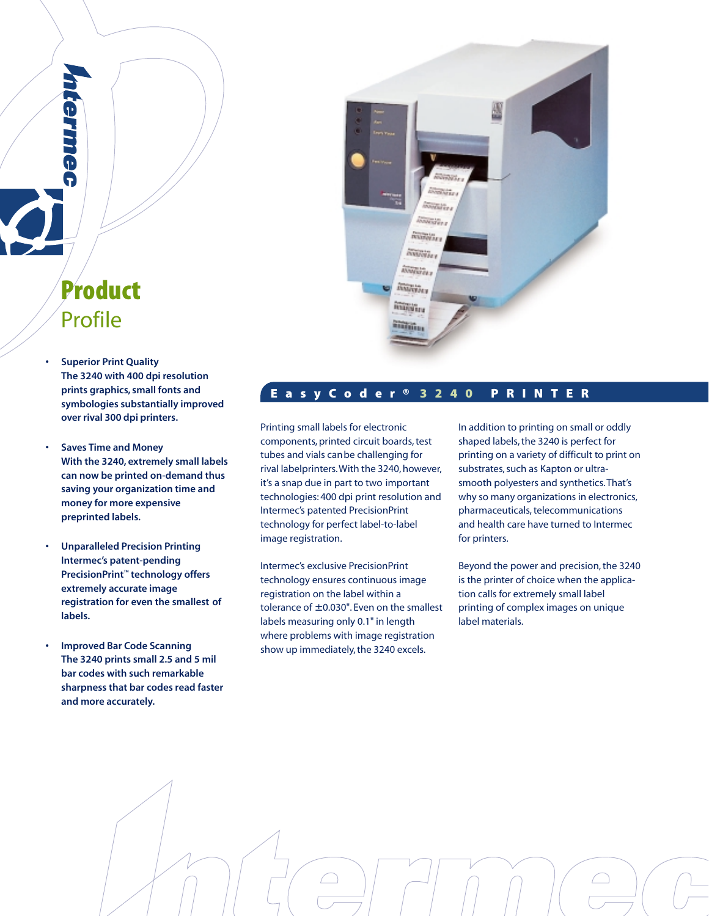# Product Profile

- **Superior Print Quality**
  **The 3240 with 400 dpi resolution prints graphics, small fonts and symbologies substantially improved over rival 300 dpi printers.**

- **Saves Time and Money**
  **With the 3240, extremely small labels can now be printed on-demand thus saving your organization time and money for more expensive preprinted labels.**

- **Unparalleled Precision Printing**
  **Intermec's patent-pending PrecisionPrint™ technology offers extremely accurate image registration for even the smallest of labels.**

- **Improved Bar Code Scanning**
  **The 3240 prints small 2.5 and 5 mil bar codes with such remarkable sharpness that bar codes read faster and more accurately.**

## EasyCoder® 3240 PRINTER

Printing small labels for electronic components, printed circuit boards, test tubes and vials can be challenging for rival labelprinters. With the 3240, however, it's a snap due in part to two important technologies: 400 dpi print resolution and Intermec's patented PrecisionPrint technology for perfect label-to-label image registration.

Intermec's exclusive PrecisionPrint technology ensures continuous image registration on the label within a tolerance of ±0.030". Even on the smallest labels measuring only 0.1" in length where problems with image registration show up immediately, the 3240 excels.

In addition to printing on small or oddly shaped labels, the 3240 is perfect for printing on a variety of difficult to print on substrates, such as Kapton or ultra-smooth polyesters and synthetics. That's why so many organizations in electronics, pharmaceuticals, telecommunications and health care have turned to Intermec for printers.

Beyond the power and precision, the 3240 is the printer of choice when the application calls for extremely small label printing of complex images on unique label materials.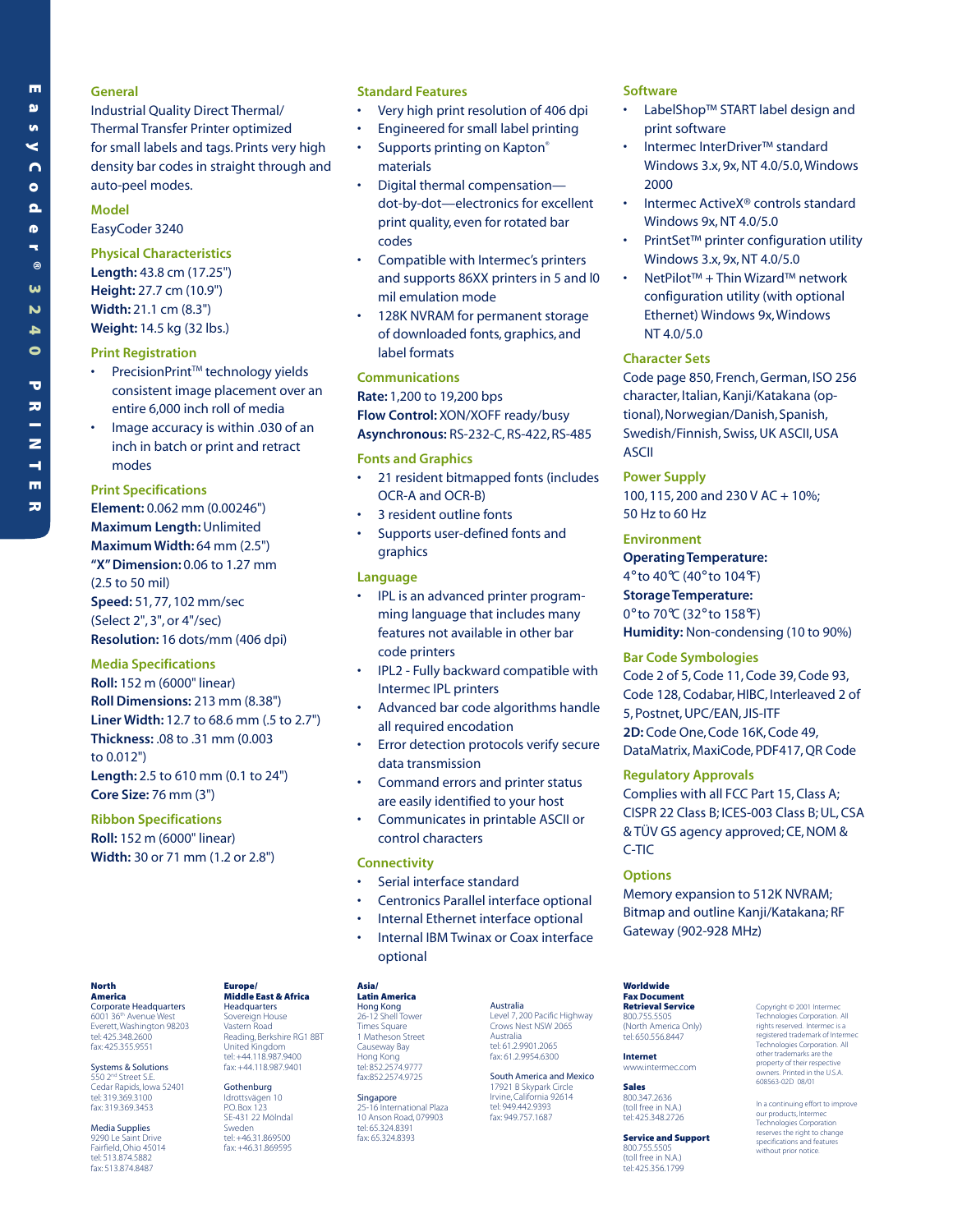## General

Industrial Quality Direct Thermal/ Thermal Transfer Printer optimized for small labels and tags. Prints very high density bar codes in straight through and auto-peel modes.

## Model

EasyCoder 3240

## Physical Characteristics

**Length:** 43.8 cm (17.25")
**Height:** 27.7 cm (10.9")
**Width:** 21.1 cm (8.3")
**Weight:** 14.5 kg (32 lbs.)

## Print Registration

- PrecisionPrint™ technology yields consistent image placement over an entire 6,000 inch roll of media
- Image accuracy is within .030 of an inch in batch or print and retract modes

## Print Specifications

**Element:** 0.062 mm (0.00246")
**Maximum Length:** Unlimited
**Maximum Width:** 64 mm (2.5")
**"X" Dimension:** 0.06 to 1.27 mm (2.5 to 50 mil)
**Speed:** 51, 77, 102 mm/sec (Select 2", 3", or 4"/sec)
**Resolution:** 16 dots/mm (406 dpi)

## Media Specifications

**Roll:** 152 m (6000" linear)
**Roll Dimensions:** 213 mm (8.38")
**Liner Width:** 12.7 to 68.6 mm (.5 to 2.7")
**Thickness:** .08 to .31 mm (0.003 to 0.012")
**Length:** 2.5 to 610 mm (0.1 to 24")
**Core Size:** 76 mm (3")

## Ribbon Specifications

**Roll:** 152 m (6000" linear)
**Width:** 30 or 71 mm (1.2 or 2.8")

## Standard Features

- Very high print resolution of 406 dpi
- Engineered for small label printing
- Supports printing on Kapton® materials
- Digital thermal compensation—dot-by-dot—electronics for excellent print quality, even for rotated bar codes
- Compatible with Intermec's printers and supports 86XX printers in 5 and I0 mil emulation mode
- 128K NVRAM for permanent storage of downloaded fonts, graphics, and label formats

## Communications

**Rate:** 1,200 to 19,200 bps
**Flow Control:** XON/XOFF ready/busy
**Asynchronous:** RS-232-C, RS-422, RS-485

## Fonts and Graphics

- 21 resident bitmapped fonts (includes OCR-A and OCR-B)
- 3 resident outline fonts
- Supports user-defined fonts and graphics

## Language

- IPL is an advanced printer programming language that includes many features not available in other bar code printers
- IPL2 - Fully backward compatible with Intermec IPL printers
- Advanced bar code algorithms handle all required encodation
- Error detection protocols verify secure data transmission
- Command errors and printer status are easily identified to your host
- Communicates in printable ASCII or control characters

## Connectivity

- Serial interface standard
- Centronics Parallel interface optional
- Internal Ethernet interface optional
- Internal IBM Twinax or Coax interface optional

## Software

- LabelShop™ START label design and print software
- Intermec InterDriver™ standard Windows 3.x, 9x, NT 4.0/5.0, Windows 2000
- Intermec ActiveX® controls standard Windows 9x, NT 4.0/5.0
- PrintSet™ printer configuration utility Windows 3.x, 9x, NT 4.0/5.0
- NetPilot™ + Thin Wizard™ network configuration utility (with optional Ethernet) Windows 9x, Windows NT 4.0/5.0

## Character Sets

Code page 850, French, German, ISO 256 character, Italian, Kanji/Katakana (optional), Norwegian/Danish, Spanish, Swedish/Finnish, Swiss, UK ASCII, USA ASCII

## Power Supply

100, 115, 200 and 230 V AC + 10%; 50 Hz to 60 Hz

## Environment

**Operating Temperature:** 4°to 40°C (40°to 104°F)
**Storage Temperature:** 0°to 70°C (32°to 158°F)
**Humidity:** Non-condensing (10 to 90%)

## Bar Code Symbologies

Code 2 of 5, Code 11, Code 39, Code 93, Code 128, Codabar, HIBC, Interleaved 2 of 5, Postnet, UPC/EAN, JIS-ITF
**2D:** Code One, Code 16K, Code 49, DataMatrix, MaxiCode, PDF417, QR Code

## Regulatory Approvals

Complies with all FCC Part 15, Class A; CISPR 22 Class B; ICES-003 Class B; UL, CSA & TÜV GS agency approved; CE, NOM & C-TIC

## Options

Memory expansion to 512K NVRAM; Bitmap and outline Kanji/Katakana; RF Gateway (902-928 MHz)

---

**North America**
Corporate Headquarters
6001 36th Avenue West
Everett, Washington 98203
tel: 425.348.2600
fax: 425.355.9551

Systems & Solutions
550 2nd Street S.E.
Cedar Rapids, Iowa 52401
tel: 319.369.3100
fax: 319.369.3453

Media Supplies
9290 Le Saint Drive
Fairfield, Ohio 45014
tel: 513.874.5882
fax: 513.874.8487

**Europe/ Middle East & Africa**
Headquarters
Sovereign House
Vastern Road
Reading, Berkshire RG1 8BT
United Kingdom
tel: +44.118.987.9400
fax: +44.118.987.9401

Gothenburg
Idrottsvägen 10
P.O. Box 123
SE-431 22 Mölndal
Sweden
tel: +46.31.869500
fax: +46.31.869595

**Asia/ Latin America**
Hong Kong
26-12 Shell Tower
Times Square
1 Matheson Street
Causeway Bay
Hong Kong
tel: 852.2574.9777
fax: 852.2574.9725

Singapore
25-16 International Plaza
10 Anson Road, 079903
tel: 65.324.8391
fax: 65.324.8393

Australia
Level 7, 200 Pacific Highway
Crows Nest NSW 2065
Australia
tel: 61.2.9901.2065
fax: 61.2.9954.6300

South America and Mexico
17921 B Skypark Circle
Irvine, California 92614
tel: 949.442.9393
fax: 949.757.1687

**Worldwide Fax Document Retrieval Service**
800.755.5505
(North America Only)
tel: 650.556.8447

**Internet**
www.intermec.com

**Sales**
800.347.2636
(toll free in N.A.)
tel: 425.348.2726

**Service and Support**
800.755.5505
(toll free in N.A.)
tel: 425.356.1799

Copyright © 2001 Intermec Technologies Corporation. All rights reserved. Intermec is a registered trademark of Intermec Technologies Corporation. All other trademarks are the property of their respective owners. Printed in the U.S.A. 608563-02D 08/01

In a continuing effort to improve our products, Intermec Technologies Corporation reserves the right to change specifications and features without prior notice.